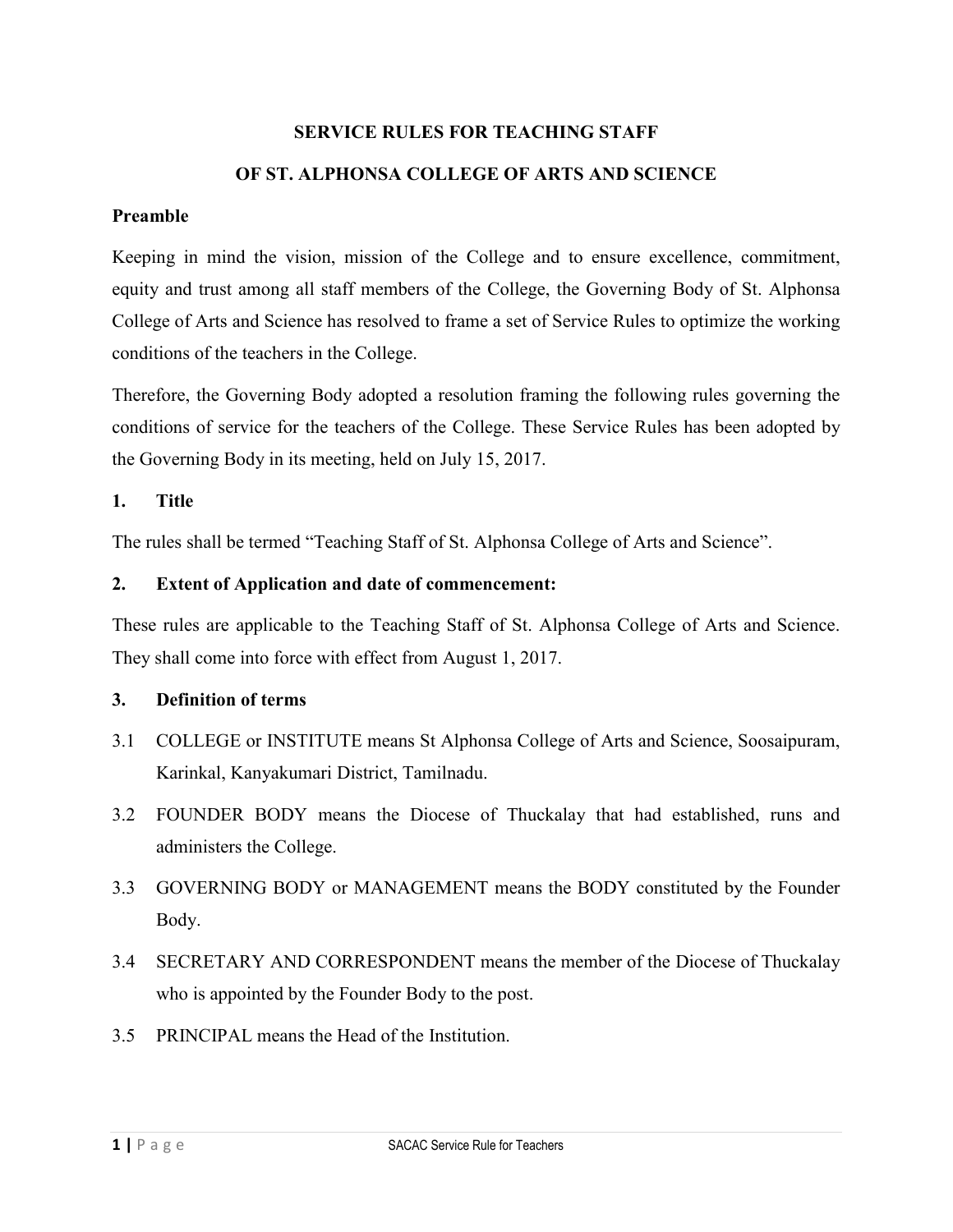# SERVICE RULES FOR TEACHING STAFF

# OF ST. ALPHONSA COLLEGE OF ARTS AND SCIENCE

## Preamble

Keeping in mind the vision, mission of the College and to ensure excellence, commitment, equity and trust among all staff members of the College, the Governing Body of St. Alphonsa College of Arts and Science has resolved to frame a set of Service Rules to optimize the working conditions of the teachers in the College.

Therefore, the Governing Body adopted a resolution framing the following rules governing the conditions of service for the teachers of the College. These Service Rules has been adopted by the Governing Body in its meeting, held on July 15, 2017.

## 1. Title

The rules shall be termed "Teaching Staff of St. Alphonsa College of Arts and Science".

## 2. Extent of Application and date of commencement:

These rules are applicable to the Teaching Staff of St. Alphonsa College of Arts and Science. They shall come into force with effect from August 1, 2017.

## 3. Definition of terms

3.1 COLLEGE or INSTITUTE means St Alphonsa College of Arts and Science, Soosaipuram, Karinkal, Kanyakumari District, Tamilnadu.

3.2 FOUNDER BODY means the Diocese of Thuckalay that had established, runs and administers the College.

3.3 GOVERNING BODY or MANAGEMENT means the BODY constituted by the Founder Body.

3.4 SECRETARY AND CORRESPONDENT means the member of the Diocese of Thuckalay who is appointed by the Founder Body to the post.

3.5 PRINCIPAL means the Head of the Institution.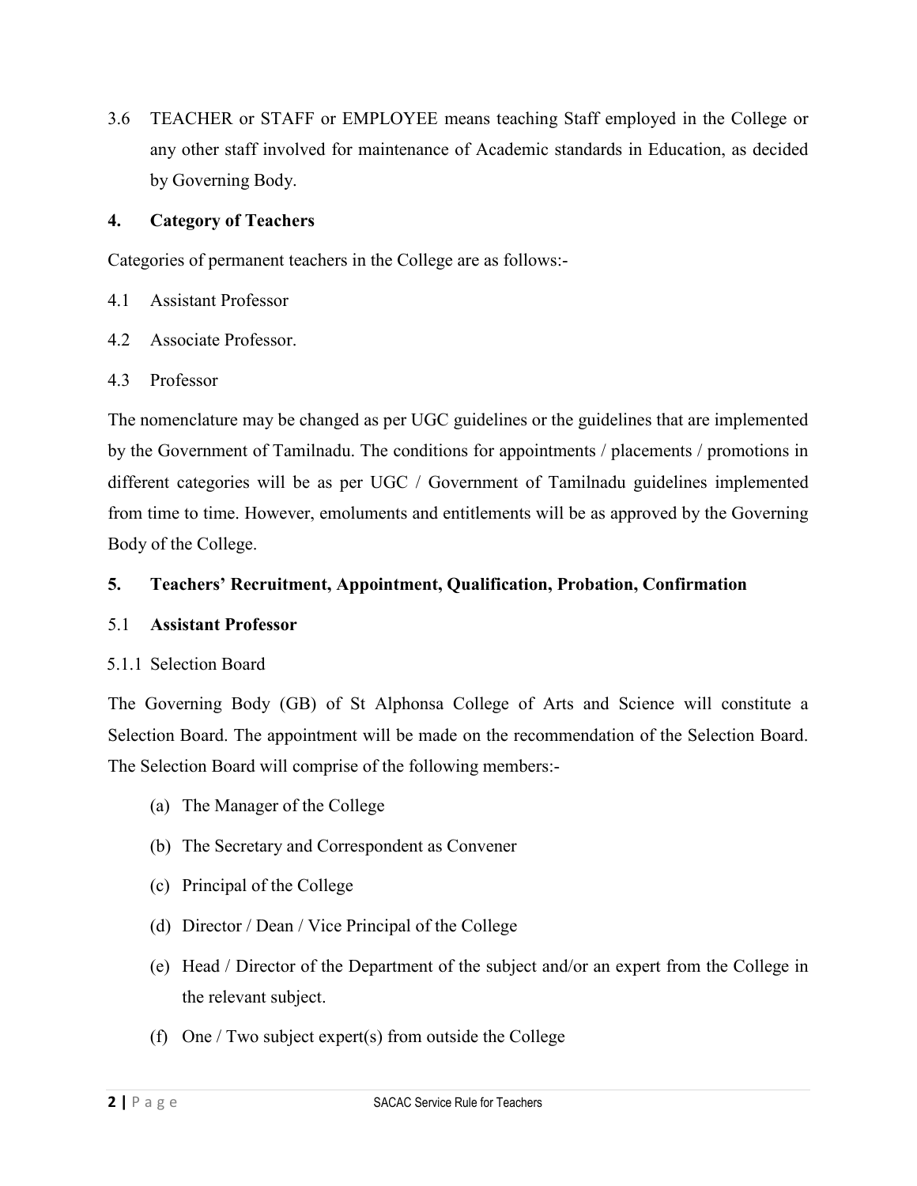3.6 TEACHER or STAFF or EMPLOYEE means teaching Staff employed in the College or any other staff involved for maintenance of Academic standards in Education, as decided by Governing Body.

## 4. Category of Teachers

Categories of permanent teachers in the College are as follows:-

4.1 Assistant Professor

4.2 Associate Professor.

4.3 Professor

The nomenclature may be changed as per UGC guidelines or the guidelines that are implemented by the Government of Tamilnadu. The conditions for appointments / placements / promotions in different categories will be as per UGC / Government of Tamilnadu guidelines implemented from time to time. However, emoluments and entitlements will be as approved by the Governing Body of the College.

## 5. Teachers' Recruitment, Appointment, Qualification, Probation, Confirmation

### 5.1 Assistant Professor

5.1.1 Selection Board

The Governing Body (GB) of St Alphonsa College of Arts and Science will constitute a Selection Board. The appointment will be made on the recommendation of the Selection Board. The Selection Board will comprise of the following members:-

(a) The Manager of the College

(b) The Secretary and Correspondent as Convener

(c) Principal of the College

(d) Director / Dean / Vice Principal of the College

(e) Head / Director of the Department of the subject and/or an expert from the College in the relevant subject.

(f) One / Two subject expert(s) from outside the College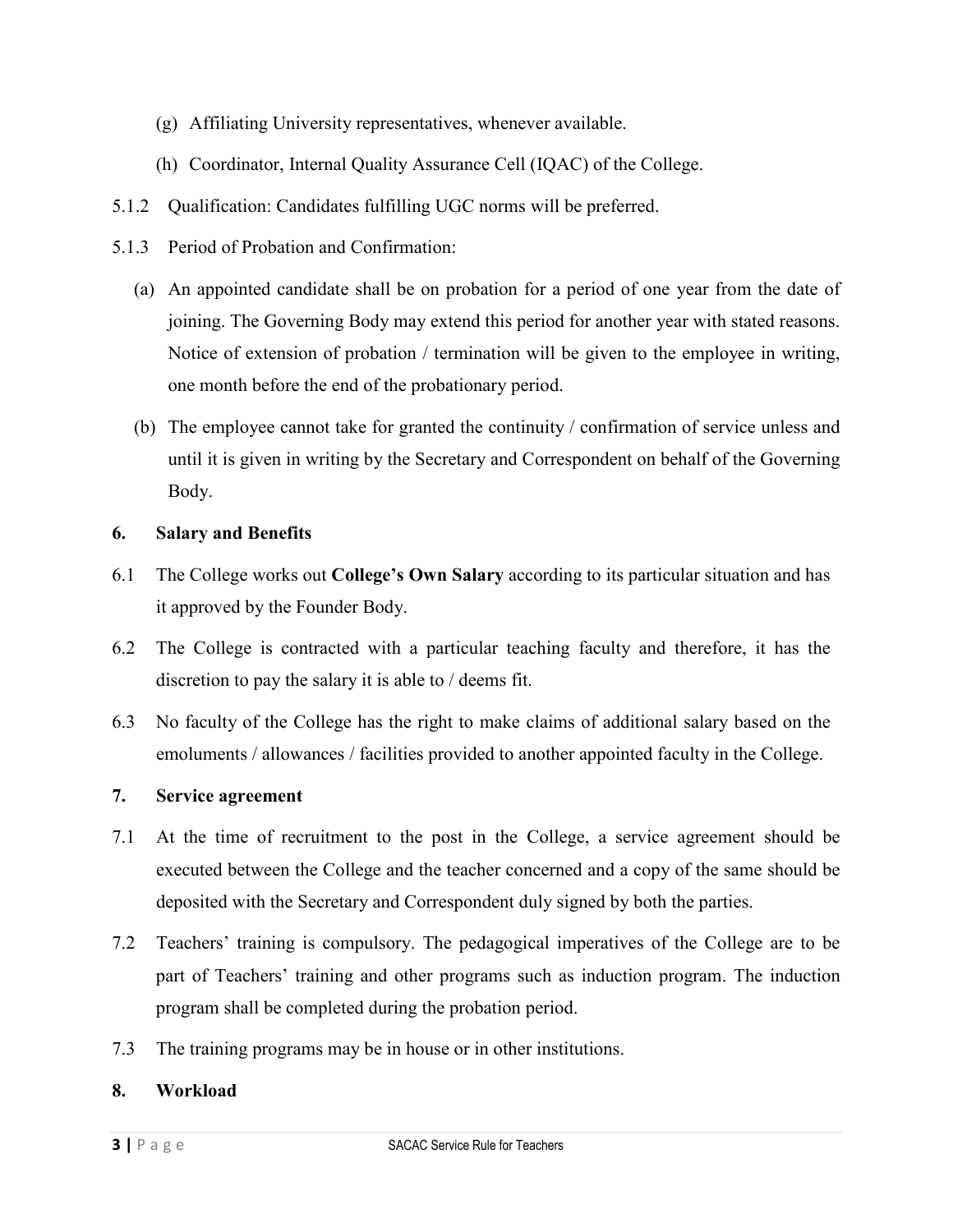(g) Affiliating University representatives, whenever available.

(h) Coordinator, Internal Quality Assurance Cell (IQAC) of the College.

5.1.2 Qualification: Candidates fulfilling UGC norms will be preferred.

5.1.3 Period of Probation and Confirmation:

(a) An appointed candidate shall be on probation for a period of one year from the date of joining. The Governing Body may extend this period for another year with stated reasons. Notice of extension of probation / termination will be given to the employee in writing, one month before the end of the probationary period.

(b) The employee cannot take for granted the continuity / confirmation of service unless and until it is given in writing by the Secretary and Correspondent on behalf of the Governing Body.

## 6. Salary and Benefits

6.1 The College works out **College's Own Salary** according to its particular situation and has it approved by the Founder Body.

6.2 The College is contracted with a particular teaching faculty and therefore, it has the discretion to pay the salary it is able to / deems fit.

6.3 No faculty of the College has the right to make claims of additional salary based on the emoluments / allowances / facilities provided to another appointed faculty in the College.

## 7. Service agreement

7.1 At the time of recruitment to the post in the College, a service agreement should be executed between the College and the teacher concerned and a copy of the same should be deposited with the Secretary and Correspondent duly signed by both the parties.

7.2 Teachers' training is compulsory. The pedagogical imperatives of the College are to be part of Teachers' training and other programs such as induction program. The induction program shall be completed during the probation period.

7.3 The training programs may be in house or in other institutions.

## 8. Workload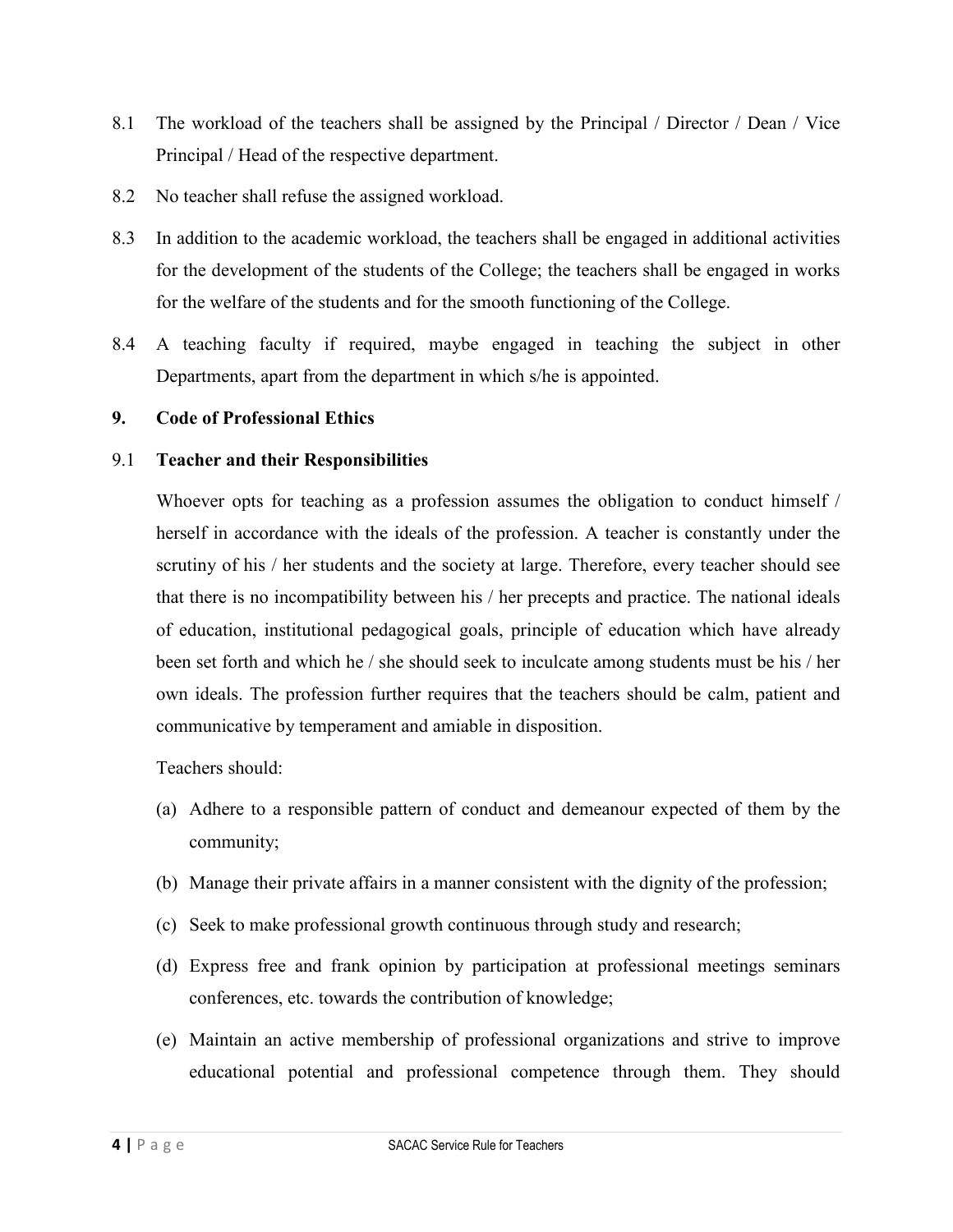8.1 The workload of the teachers shall be assigned by the Principal / Director / Dean / Vice Principal / Head of the respective department.

8.2 No teacher shall refuse the assigned workload.

8.3 In addition to the academic workload, the teachers shall be engaged in additional activities for the development of the students of the College; the teachers shall be engaged in works for the welfare of the students and for the smooth functioning of the College.

8.4 A teaching faculty if required, maybe engaged in teaching the subject in other Departments, apart from the department in which s/he is appointed.

## 9. Code of Professional Ethics

### 9.1 Teacher and their Responsibilities

Whoever opts for teaching as a profession assumes the obligation to conduct himself / herself in accordance with the ideals of the profession. A teacher is constantly under the scrutiny of his / her students and the society at large. Therefore, every teacher should see that there is no incompatibility between his / her precepts and practice. The national ideals of education, institutional pedagogical goals, principle of education which have already been set forth and which he / she should seek to inculcate among students must be his / her own ideals. The profession further requires that the teachers should be calm, patient and communicative by temperament and amiable in disposition.

Teachers should:

(a) Adhere to a responsible pattern of conduct and demeanour expected of them by the community;

(b) Manage their private affairs in a manner consistent with the dignity of the profession;

(c) Seek to make professional growth continuous through study and research;

(d) Express free and frank opinion by participation at professional meetings seminars conferences, etc. towards the contribution of knowledge;

(e) Maintain an active membership of professional organizations and strive to improve educational potential and professional competence through them. They should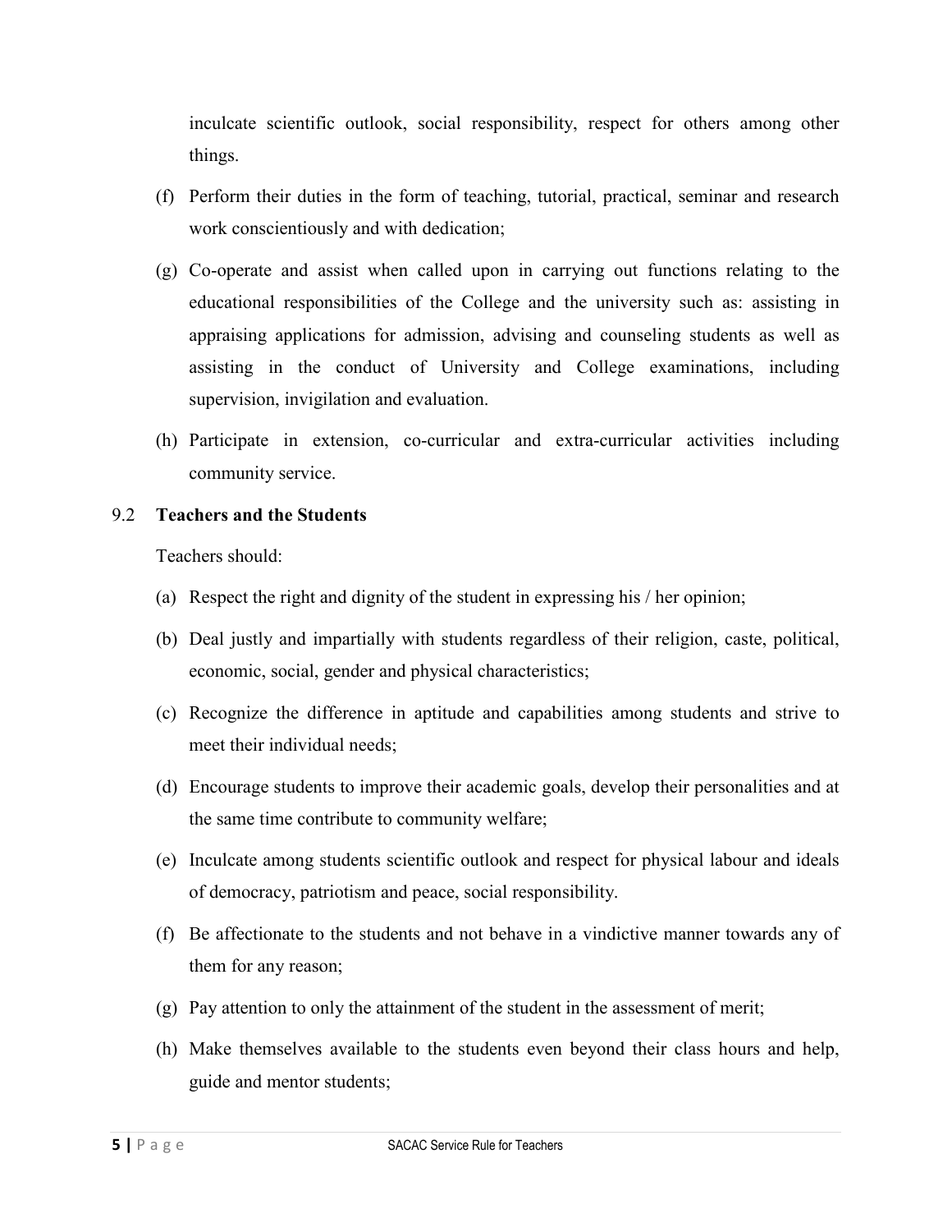inculcate scientific outlook, social responsibility, respect for others among other things.

(f) Perform their duties in the form of teaching, tutorial, practical, seminar and research work conscientiously and with dedication;

(g) Co-operate and assist when called upon in carrying out functions relating to the educational responsibilities of the College and the university such as: assisting in appraising applications for admission, advising and counseling students as well as assisting in the conduct of University and College examinations, including supervision, invigilation and evaluation.

(h) Participate in extension, co-curricular and extra-curricular activities including community service.

9.2 **Teachers and the Students**

Teachers should:

(a) Respect the right and dignity of the student in expressing his / her opinion;

(b) Deal justly and impartially with students regardless of their religion, caste, political, economic, social, gender and physical characteristics;

(c) Recognize the difference in aptitude and capabilities among students and strive to meet their individual needs;

(d) Encourage students to improve their academic goals, develop their personalities and at the same time contribute to community welfare;

(e) Inculcate among students scientific outlook and respect for physical labour and ideals of democracy, patriotism and peace, social responsibility.

(f) Be affectionate to the students and not behave in a vindictive manner towards any of them for any reason;

(g) Pay attention to only the attainment of the student in the assessment of merit;

(h) Make themselves available to the students even beyond their class hours and help, guide and mentor students;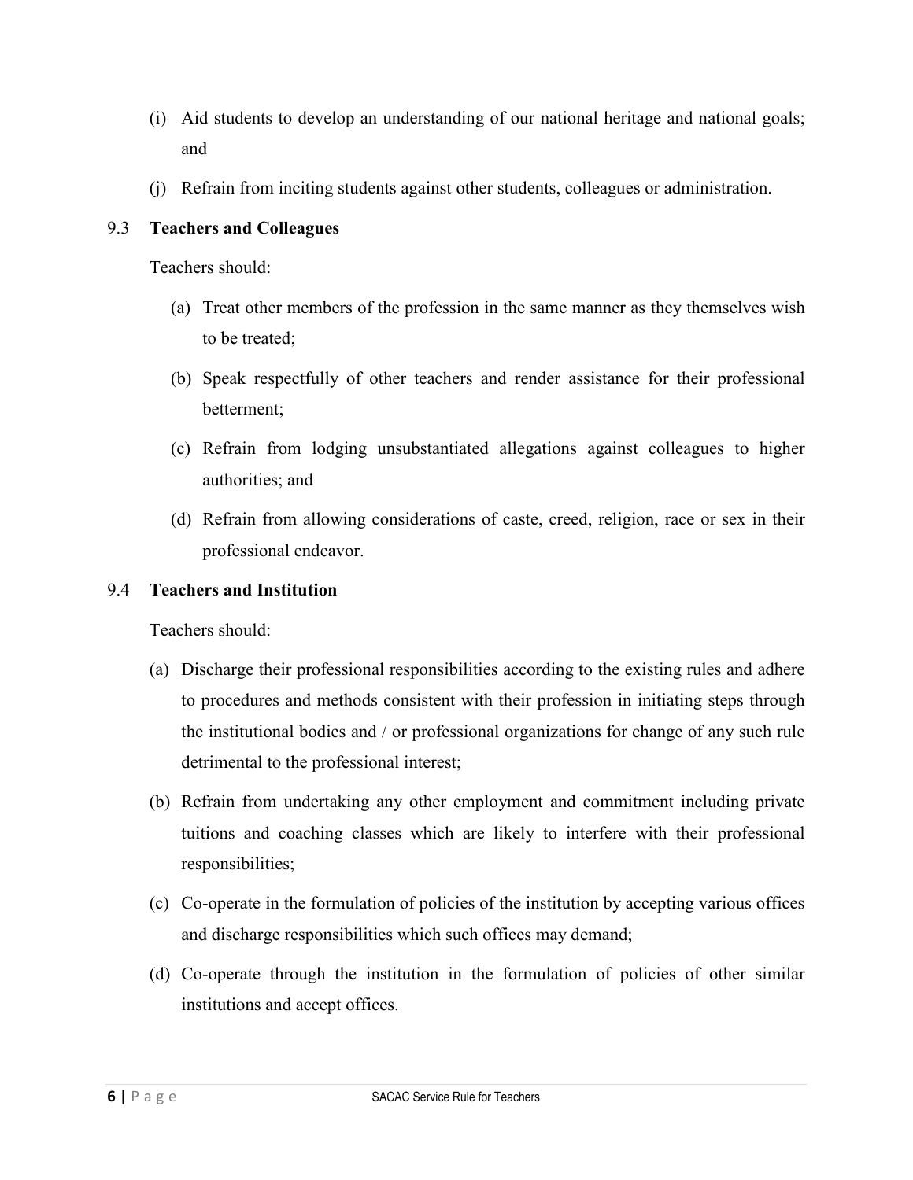(i) Aid students to develop an understanding of our national heritage and national goals; and

(j) Refrain from inciting students against other students, colleagues or administration.

### 9.3 Teachers and Colleagues

Teachers should:

(a) Treat other members of the profession in the same manner as they themselves wish to be treated;

(b) Speak respectfully of other teachers and render assistance for their professional betterment;

(c) Refrain from lodging unsubstantiated allegations against colleagues to higher authorities; and

(d) Refrain from allowing considerations of caste, creed, religion, race or sex in their professional endeavor.

### 9.4 Teachers and Institution

Teachers should:

(a) Discharge their professional responsibilities according to the existing rules and adhere to procedures and methods consistent with their profession in initiating steps through the institutional bodies and / or professional organizations for change of any such rule detrimental to the professional interest;

(b) Refrain from undertaking any other employment and commitment including private tuitions and coaching classes which are likely to interfere with their professional responsibilities;

(c) Co-operate in the formulation of policies of the institution by accepting various offices and discharge responsibilities which such offices may demand;

(d) Co-operate through the institution in the formulation of policies of other similar institutions and accept offices.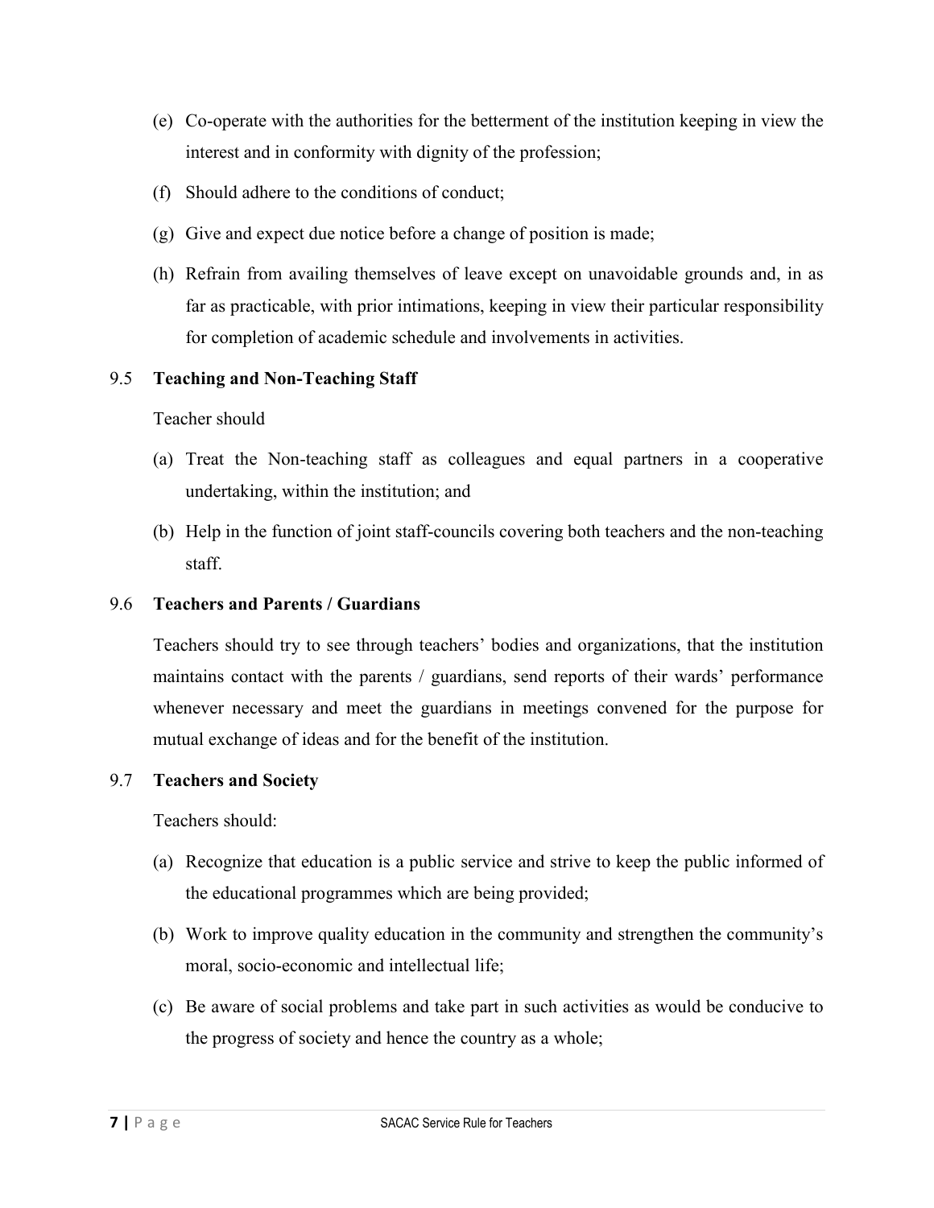(e) Co-operate with the authorities for the betterment of the institution keeping in view the interest and in conformity with dignity of the profession;

(f) Should adhere to the conditions of conduct;

(g) Give and expect due notice before a change of position is made;

(h) Refrain from availing themselves of leave except on unavoidable grounds and, in as far as practicable, with prior intimations, keeping in view their particular responsibility for completion of academic schedule and involvements in activities.

### 9.5 Teaching and Non-Teaching Staff

Teacher should

(a) Treat the Non-teaching staff as colleagues and equal partners in a cooperative undertaking, within the institution; and

(b) Help in the function of joint staff-councils covering both teachers and the non-teaching staff.

### 9.6 Teachers and Parents / Guardians

Teachers should try to see through teachers' bodies and organizations, that the institution maintains contact with the parents / guardians, send reports of their wards' performance whenever necessary and meet the guardians in meetings convened for the purpose for mutual exchange of ideas and for the benefit of the institution.

### 9.7 Teachers and Society

Teachers should:

(a) Recognize that education is a public service and strive to keep the public informed of the educational programmes which are being provided;

(b) Work to improve quality education in the community and strengthen the community's moral, socio-economic and intellectual life;

(c) Be aware of social problems and take part in such activities as would be conducive to the progress of society and hence the country as a whole;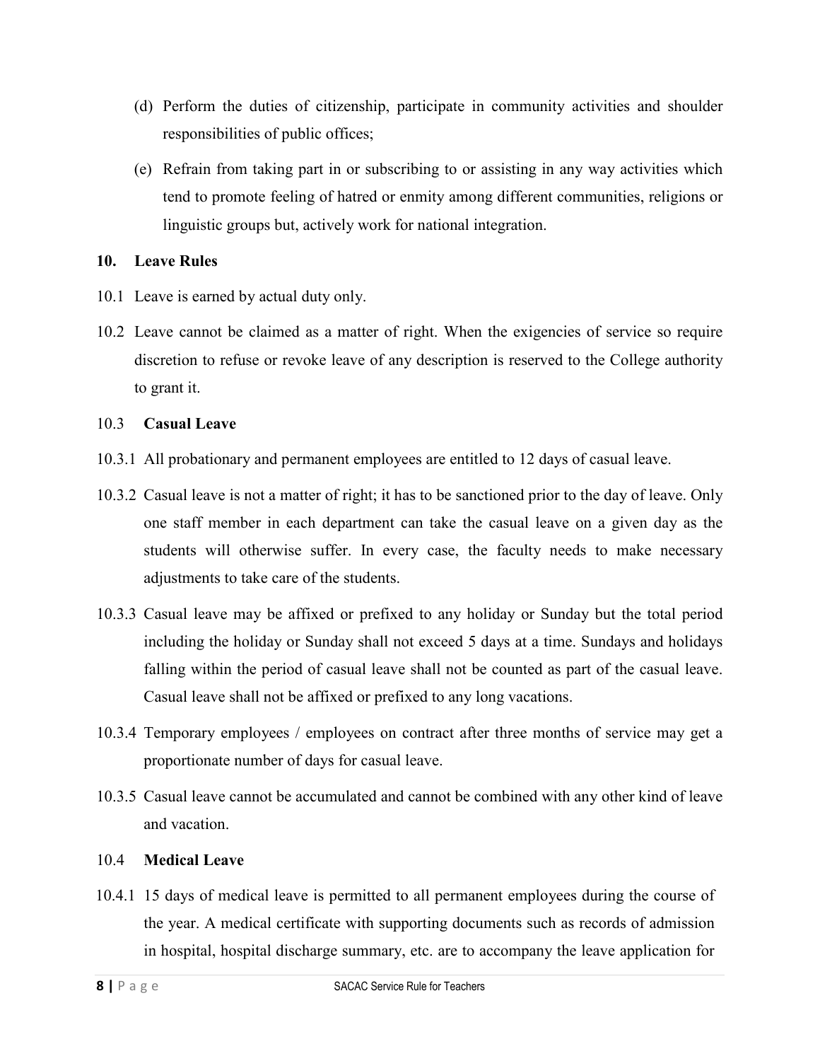(d) Perform the duties of citizenship, participate in community activities and shoulder responsibilities of public offices;

(e) Refrain from taking part in or subscribing to or assisting in any way activities which tend to promote feeling of hatred or enmity among different communities, religions or linguistic groups but, actively work for national integration.

**10. Leave Rules**

10.1 Leave is earned by actual duty only.

10.2 Leave cannot be claimed as a matter of right. When the exigencies of service so require discretion to refuse or revoke leave of any description is reserved to the College authority to grant it.

10.3 **Casual Leave**

10.3.1 All probationary and permanent employees are entitled to 12 days of casual leave.

10.3.2 Casual leave is not a matter of right; it has to be sanctioned prior to the day of leave. Only one staff member in each department can take the casual leave on a given day as the students will otherwise suffer. In every case, the faculty needs to make necessary adjustments to take care of the students.

10.3.3 Casual leave may be affixed or prefixed to any holiday or Sunday but the total period including the holiday or Sunday shall not exceed 5 days at a time. Sundays and holidays falling within the period of casual leave shall not be counted as part of the casual leave. Casual leave shall not be affixed or prefixed to any long vacations.

10.3.4 Temporary employees / employees on contract after three months of service may get a proportionate number of days for casual leave.

10.3.5 Casual leave cannot be accumulated and cannot be combined with any other kind of leave and vacation.

10.4 **Medical Leave**

10.4.1 15 days of medical leave is permitted to all permanent employees during the course of the year. A medical certificate with supporting documents such as records of admission in hospital, hospital discharge summary, etc. are to accompany the leave application for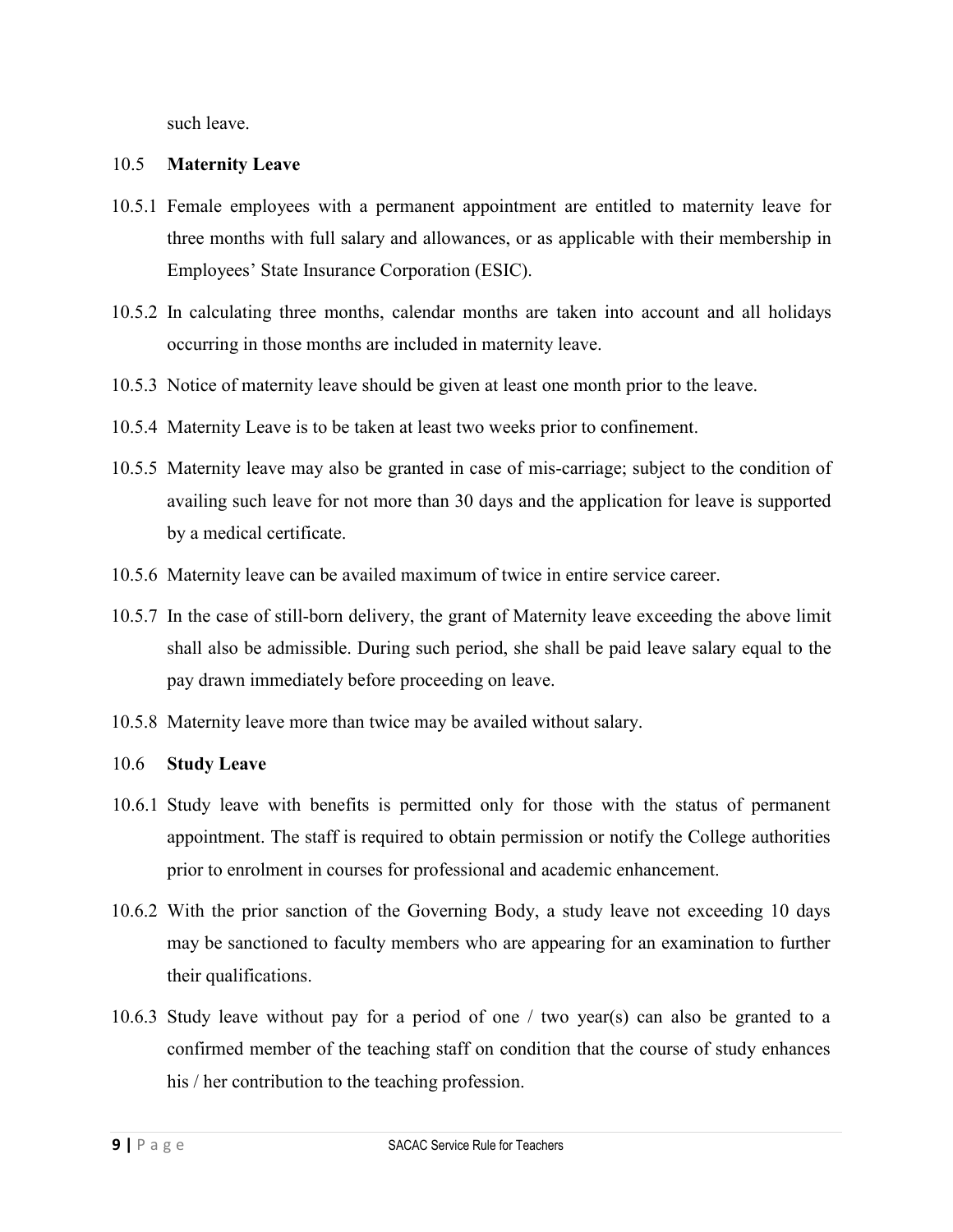such leave.

### 10.5 Maternity Leave

10.5.1 Female employees with a permanent appointment are entitled to maternity leave for three months with full salary and allowances, or as applicable with their membership in Employees' State Insurance Corporation (ESIC).

10.5.2 In calculating three months, calendar months are taken into account and all holidays occurring in those months are included in maternity leave.

10.5.3 Notice of maternity leave should be given at least one month prior to the leave.

10.5.4 Maternity Leave is to be taken at least two weeks prior to confinement.

10.5.5 Maternity leave may also be granted in case of mis-carriage; subject to the condition of availing such leave for not more than 30 days and the application for leave is supported by a medical certificate.

10.5.6 Maternity leave can be availed maximum of twice in entire service career.

10.5.7 In the case of still-born delivery, the grant of Maternity leave exceeding the above limit shall also be admissible. During such period, she shall be paid leave salary equal to the pay drawn immediately before proceeding on leave.

10.5.8 Maternity leave more than twice may be availed without salary.

### 10.6 Study Leave

10.6.1 Study leave with benefits is permitted only for those with the status of permanent appointment. The staff is required to obtain permission or notify the College authorities prior to enrolment in courses for professional and academic enhancement.

10.6.2 With the prior sanction of the Governing Body, a study leave not exceeding 10 days may be sanctioned to faculty members who are appearing for an examination to further their qualifications.

10.6.3 Study leave without pay for a period of one / two year(s) can also be granted to a confirmed member of the teaching staff on condition that the course of study enhances his / her contribution to the teaching profession.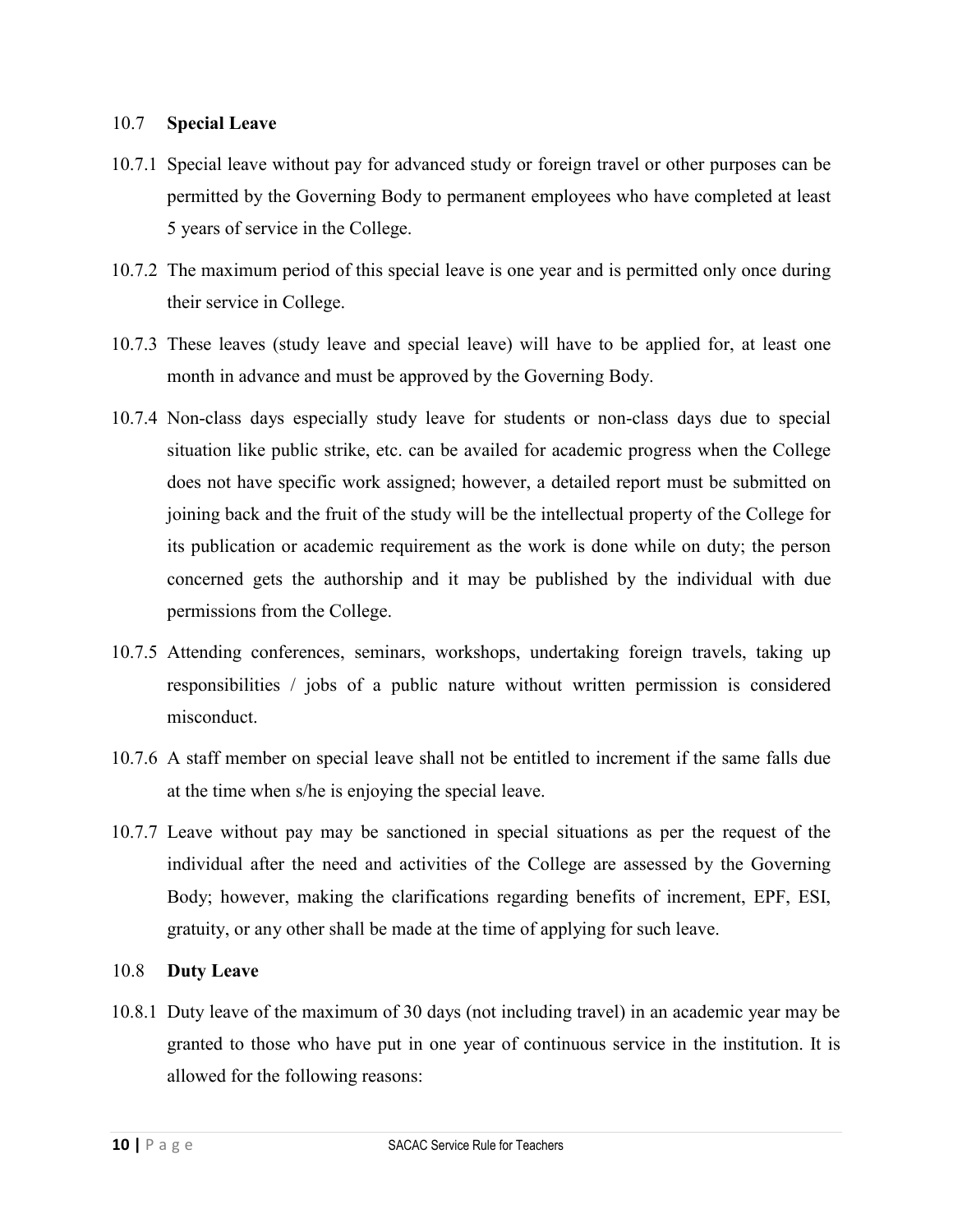### 10.7 **Special Leave**

10.7.1 Special leave without pay for advanced study or foreign travel or other purposes can be permitted by the Governing Body to permanent employees who have completed at least 5 years of service in the College.

10.7.2 The maximum period of this special leave is one year and is permitted only once during their service in College.

10.7.3 These leaves (study leave and special leave) will have to be applied for, at least one month in advance and must be approved by the Governing Body.

10.7.4 Non-class days especially study leave for students or non-class days due to special situation like public strike, etc. can be availed for academic progress when the College does not have specific work assigned; however, a detailed report must be submitted on joining back and the fruit of the study will be the intellectual property of the College for its publication or academic requirement as the work is done while on duty; the person concerned gets the authorship and it may be published by the individual with due permissions from the College.

10.7.5 Attending conferences, seminars, workshops, undertaking foreign travels, taking up responsibilities / jobs of a public nature without written permission is considered misconduct.

10.7.6 A staff member on special leave shall not be entitled to increment if the same falls due at the time when s/he is enjoying the special leave.

10.7.7 Leave without pay may be sanctioned in special situations as per the request of the individual after the need and activities of the College are assessed by the Governing Body; however, making the clarifications regarding benefits of increment, EPF, ESI, gratuity, or any other shall be made at the time of applying for such leave.

### 10.8 **Duty Leave**

10.8.1 Duty leave of the maximum of 30 days (not including travel) in an academic year may be granted to those who have put in one year of continuous service in the institution. It is allowed for the following reasons: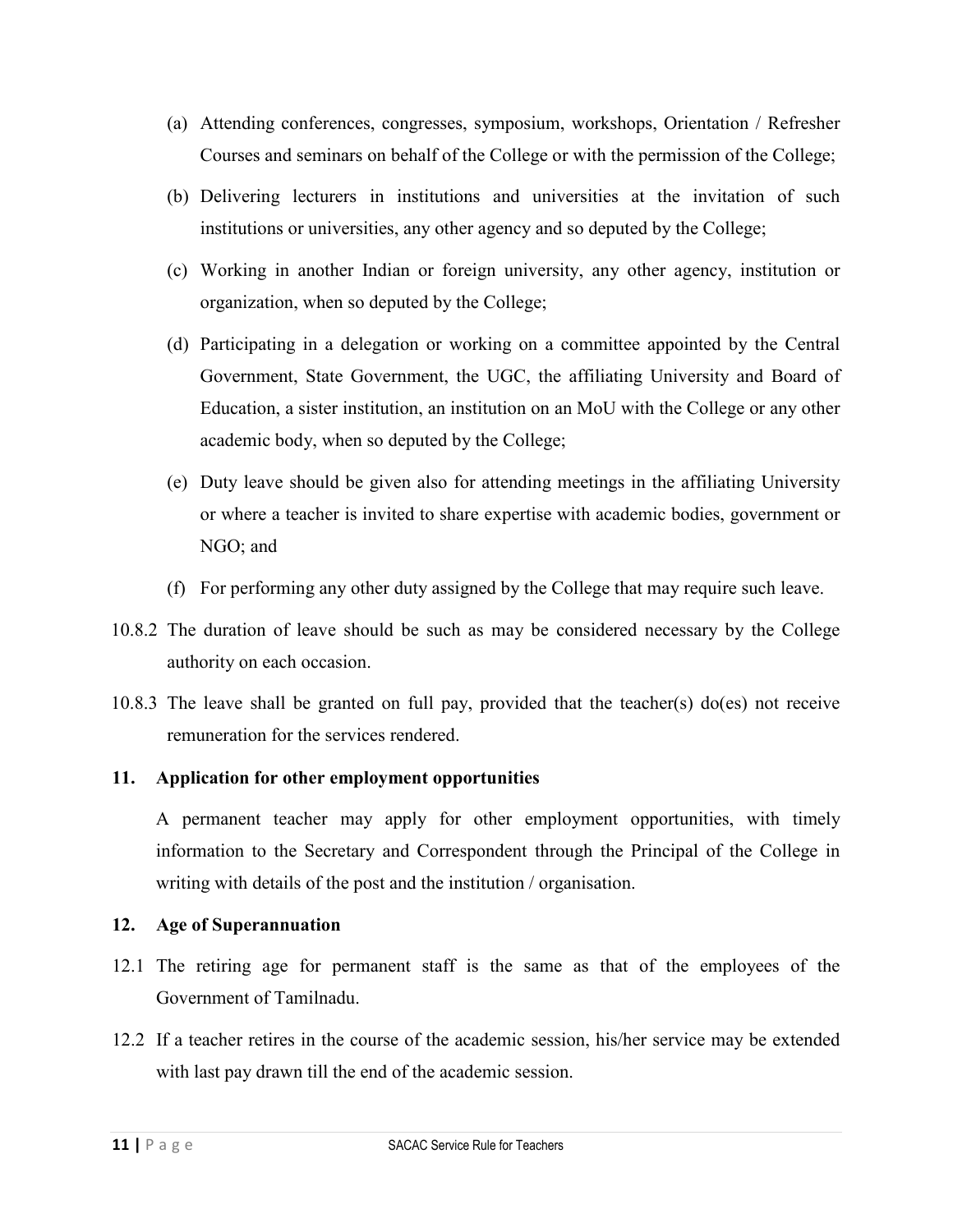(a) Attending conferences, congresses, symposium, workshops, Orientation / Refresher Courses and seminars on behalf of the College or with the permission of the College;

(b) Delivering lecturers in institutions and universities at the invitation of such institutions or universities, any other agency and so deputed by the College;

(c) Working in another Indian or foreign university, any other agency, institution or organization, when so deputed by the College;

(d) Participating in a delegation or working on a committee appointed by the Central Government, State Government, the UGC, the affiliating University and Board of Education, a sister institution, an institution on an MoU with the College or any other academic body, when so deputed by the College;

(e) Duty leave should be given also for attending meetings in the affiliating University or where a teacher is invited to share expertise with academic bodies, government or NGO; and

(f) For performing any other duty assigned by the College that may require such leave.

10.8.2 The duration of leave should be such as may be considered necessary by the College authority on each occasion.

10.8.3 The leave shall be granted on full pay, provided that the teacher(s) do(es) not receive remuneration for the services rendered.

**11. Application for other employment opportunities**

A permanent teacher may apply for other employment opportunities, with timely information to the Secretary and Correspondent through the Principal of the College in writing with details of the post and the institution / organisation.

**12. Age of Superannuation**

12.1 The retiring age for permanent staff is the same as that of the employees of the Government of Tamilnadu.

12.2 If a teacher retires in the course of the academic session, his/her service may be extended with last pay drawn till the end of the academic session.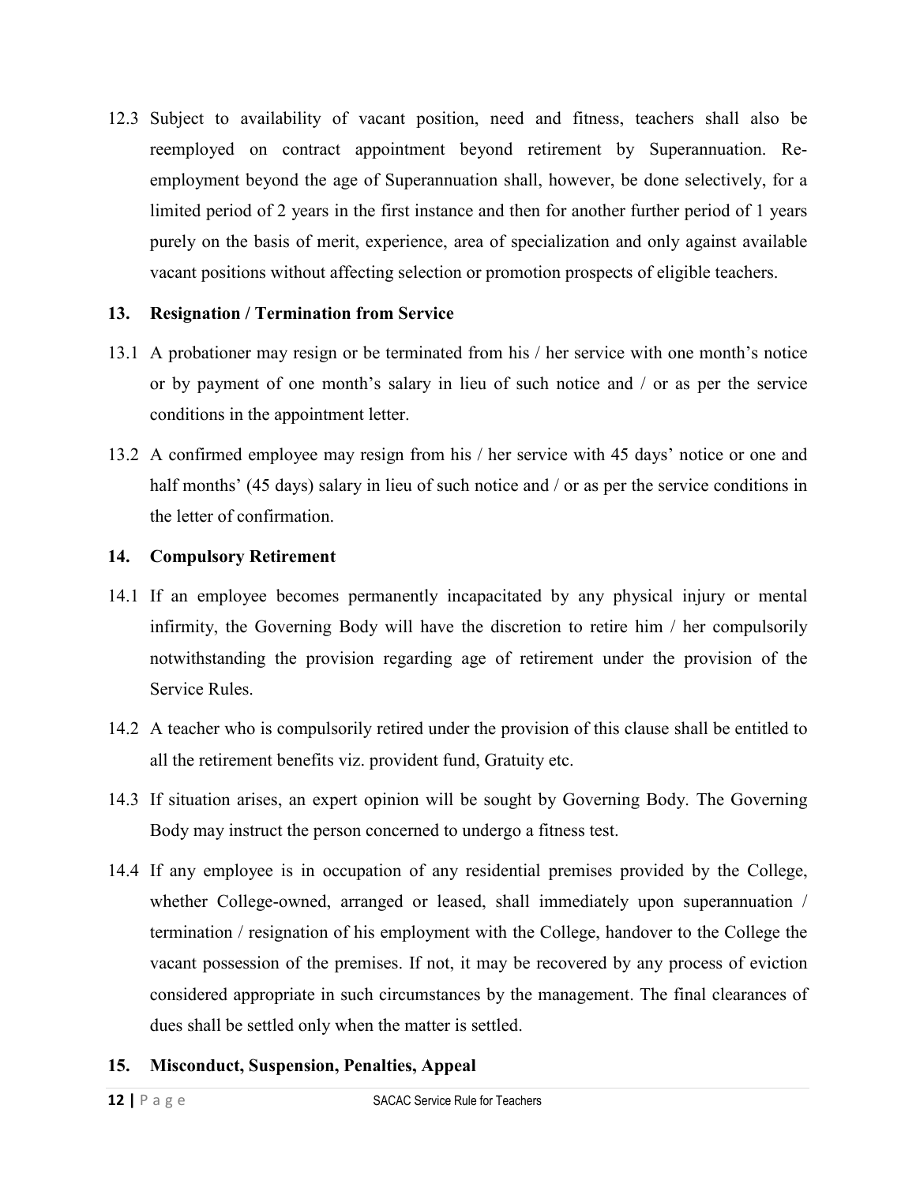12.3 Subject to availability of vacant position, need and fitness, teachers shall also be reemployed on contract appointment beyond retirement by Superannuation. Re-employment beyond the age of Superannuation shall, however, be done selectively, for a limited period of 2 years in the first instance and then for another further period of 1 years purely on the basis of merit, experience, area of specialization and only against available vacant positions without affecting selection or promotion prospects of eligible teachers.

### 13. Resignation / Termination from Service

13.1 A probationer may resign or be terminated from his / her service with one month's notice or by payment of one month's salary in lieu of such notice and / or as per the service conditions in the appointment letter.

13.2 A confirmed employee may resign from his / her service with 45 days' notice or one and half months' (45 days) salary in lieu of such notice and / or as per the service conditions in the letter of confirmation.

### 14. Compulsory Retirement

14.1 If an employee becomes permanently incapacitated by any physical injury or mental infirmity, the Governing Body will have the discretion to retire him / her compulsorily notwithstanding the provision regarding age of retirement under the provision of the Service Rules.

14.2 A teacher who is compulsorily retired under the provision of this clause shall be entitled to all the retirement benefits viz. provident fund, Gratuity etc.

14.3 If situation arises, an expert opinion will be sought by Governing Body. The Governing Body may instruct the person concerned to undergo a fitness test.

14.4 If any employee is in occupation of any residential premises provided by the College, whether College-owned, arranged or leased, shall immediately upon superannuation / termination / resignation of his employment with the College, handover to the College the vacant possession of the premises. If not, it may be recovered by any process of eviction considered appropriate in such circumstances by the management. The final clearances of dues shall be settled only when the matter is settled.

### 15. Misconduct, Suspension, Penalties, Appeal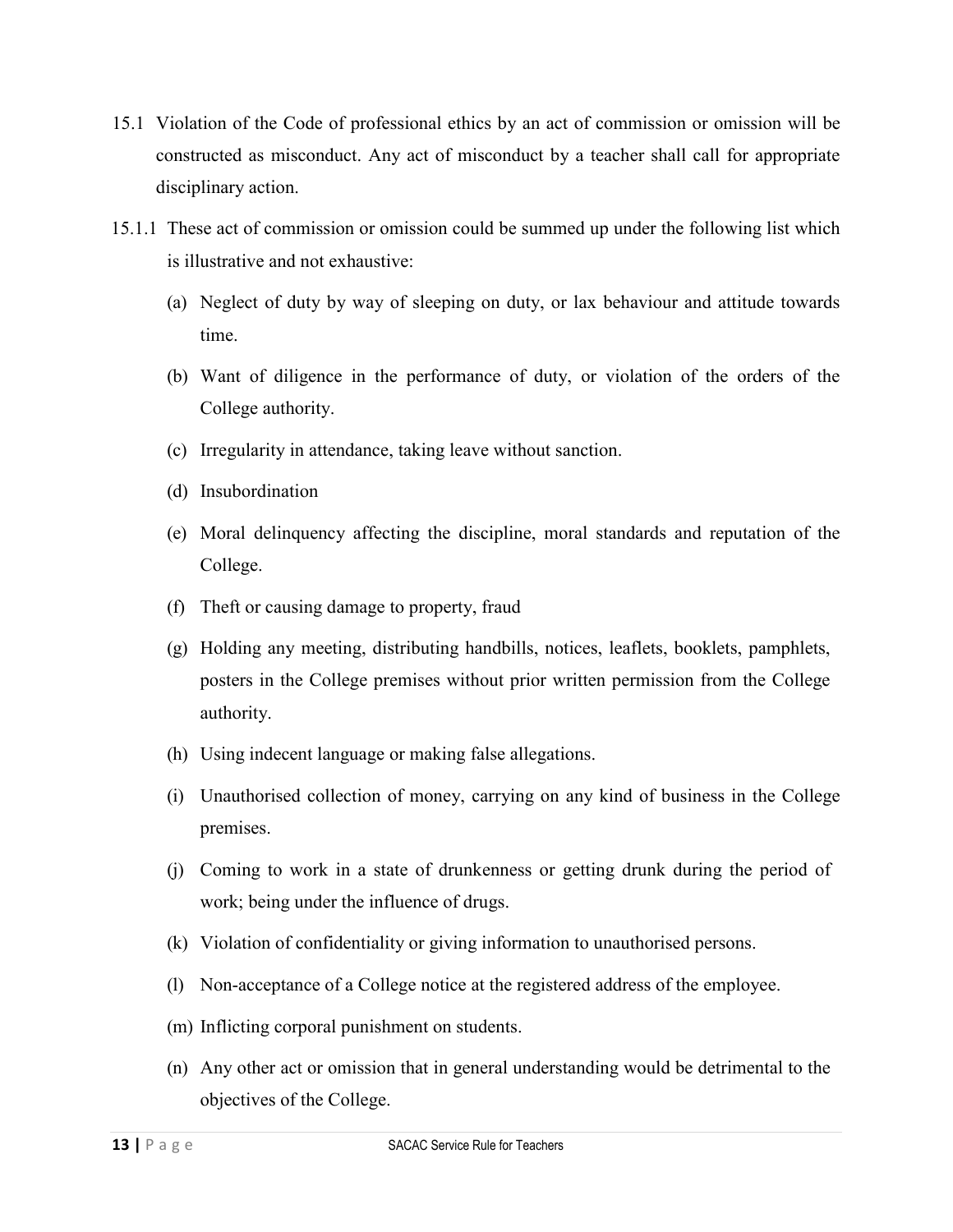15.1 Violation of the Code of professional ethics by an act of commission or omission will be constructed as misconduct. Any act of misconduct by a teacher shall call for appropriate disciplinary action.

15.1.1 These act of commission or omission could be summed up under the following list which is illustrative and not exhaustive:

(a) Neglect of duty by way of sleeping on duty, or lax behaviour and attitude towards time.

(b) Want of diligence in the performance of duty, or violation of the orders of the College authority.

(c) Irregularity in attendance, taking leave without sanction.

(d) Insubordination

(e) Moral delinquency affecting the discipline, moral standards and reputation of the College.

(f) Theft or causing damage to property, fraud

(g) Holding any meeting, distributing handbills, notices, leaflets, booklets, pamphlets, posters in the College premises without prior written permission from the College authority.

(h) Using indecent language or making false allegations.

(i) Unauthorised collection of money, carrying on any kind of business in the College premises.

(j) Coming to work in a state of drunkenness or getting drunk during the period of work; being under the influence of drugs.

(k) Violation of confidentiality or giving information to unauthorised persons.

(l) Non-acceptance of a College notice at the registered address of the employee.

(m) Inflicting corporal punishment on students.

(n) Any other act or omission that in general understanding would be detrimental to the objectives of the College.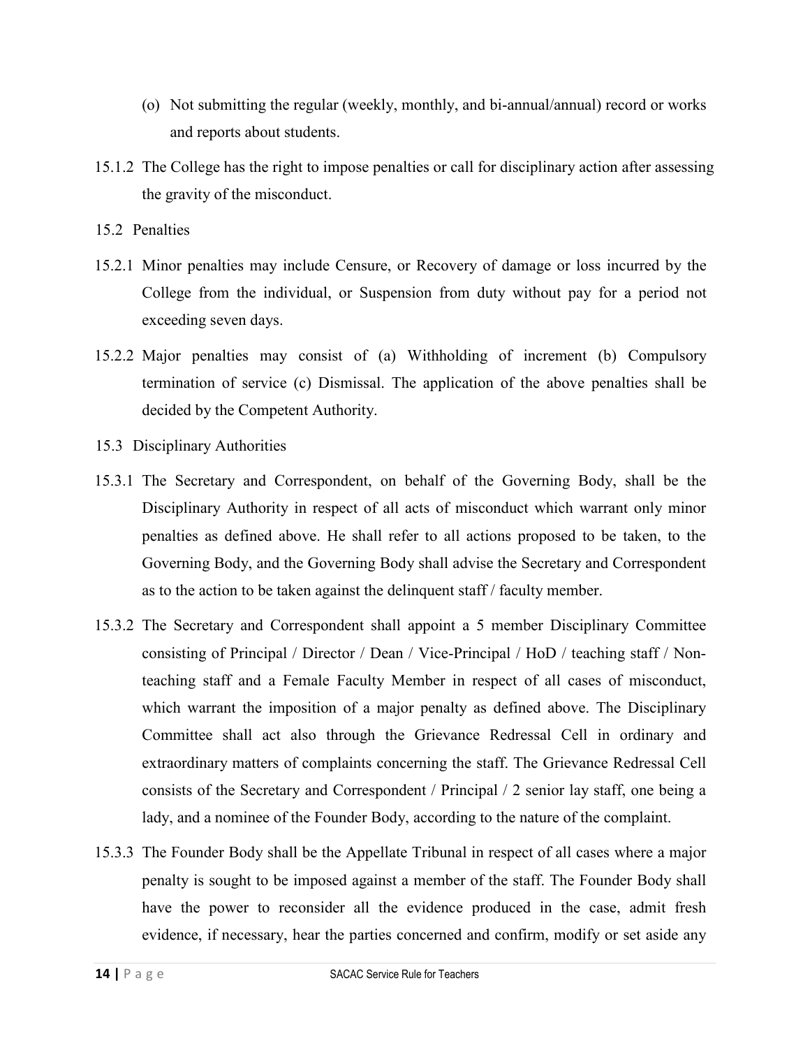(o) Not submitting the regular (weekly, monthly, and bi-annual/annual) record or works and reports about students.

15.1.2 The College has the right to impose penalties or call for disciplinary action after assessing the gravity of the misconduct.

15.2 Penalties

15.2.1 Minor penalties may include Censure, or Recovery of damage or loss incurred by the College from the individual, or Suspension from duty without pay for a period not exceeding seven days.

15.2.2 Major penalties may consist of (a) Withholding of increment (b) Compulsory termination of service (c) Dismissal. The application of the above penalties shall be decided by the Competent Authority.

15.3 Disciplinary Authorities

15.3.1 The Secretary and Correspondent, on behalf of the Governing Body, shall be the Disciplinary Authority in respect of all acts of misconduct which warrant only minor penalties as defined above. He shall refer to all actions proposed to be taken, to the Governing Body, and the Governing Body shall advise the Secretary and Correspondent as to the action to be taken against the delinquent staff / faculty member.

15.3.2 The Secretary and Correspondent shall appoint a 5 member Disciplinary Committee consisting of Principal / Director / Dean / Vice-Principal / HoD / teaching staff / Non-teaching staff and a Female Faculty Member in respect of all cases of misconduct, which warrant the imposition of a major penalty as defined above. The Disciplinary Committee shall act also through the Grievance Redressal Cell in ordinary and extraordinary matters of complaints concerning the staff. The Grievance Redressal Cell consists of the Secretary and Correspondent / Principal / 2 senior lay staff, one being a lady, and a nominee of the Founder Body, according to the nature of the complaint.

15.3.3 The Founder Body shall be the Appellate Tribunal in respect of all cases where a major penalty is sought to be imposed against a member of the staff. The Founder Body shall have the power to reconsider all the evidence produced in the case, admit fresh evidence, if necessary, hear the parties concerned and confirm, modify or set aside any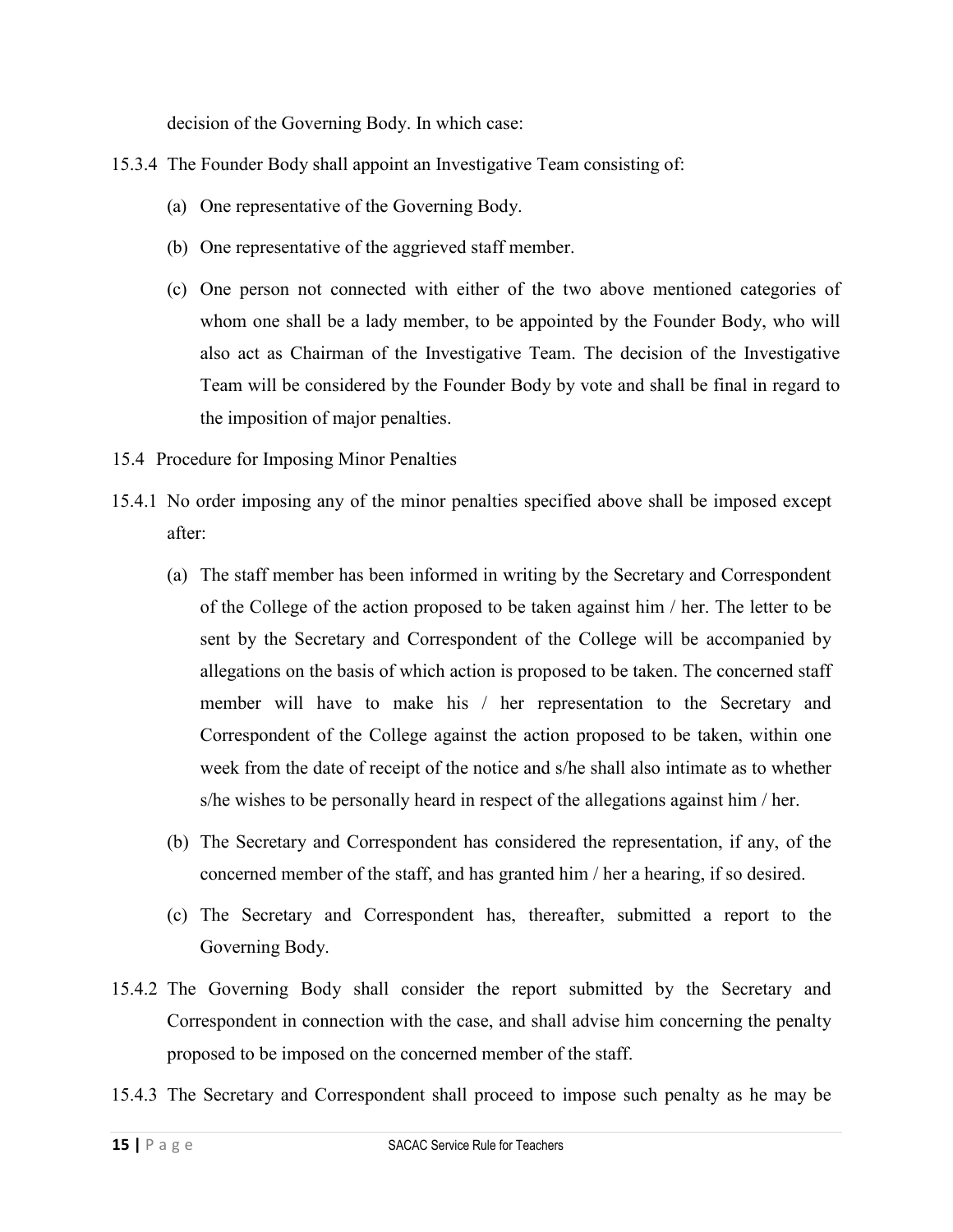decision of the Governing Body. In which case:

15.3.4 The Founder Body shall appoint an Investigative Team consisting of:

(a) One representative of the Governing Body.

(b) One representative of the aggrieved staff member.

(c) One person not connected with either of the two above mentioned categories of whom one shall be a lady member, to be appointed by the Founder Body, who will also act as Chairman of the Investigative Team. The decision of the Investigative Team will be considered by the Founder Body by vote and shall be final in regard to the imposition of major penalties.

15.4 Procedure for Imposing Minor Penalties

15.4.1 No order imposing any of the minor penalties specified above shall be imposed except after:

(a) The staff member has been informed in writing by the Secretary and Correspondent of the College of the action proposed to be taken against him / her. The letter to be sent by the Secretary and Correspondent of the College will be accompanied by allegations on the basis of which action is proposed to be taken. The concerned staff member will have to make his / her representation to the Secretary and Correspondent of the College against the action proposed to be taken, within one week from the date of receipt of the notice and s/he shall also intimate as to whether s/he wishes to be personally heard in respect of the allegations against him / her.

(b) The Secretary and Correspondent has considered the representation, if any, of the concerned member of the staff, and has granted him / her a hearing, if so desired.

(c) The Secretary and Correspondent has, thereafter, submitted a report to the Governing Body.

15.4.2 The Governing Body shall consider the report submitted by the Secretary and Correspondent in connection with the case, and shall advise him concerning the penalty proposed to be imposed on the concerned member of the staff.

15.4.3 The Secretary and Correspondent shall proceed to impose such penalty as he may be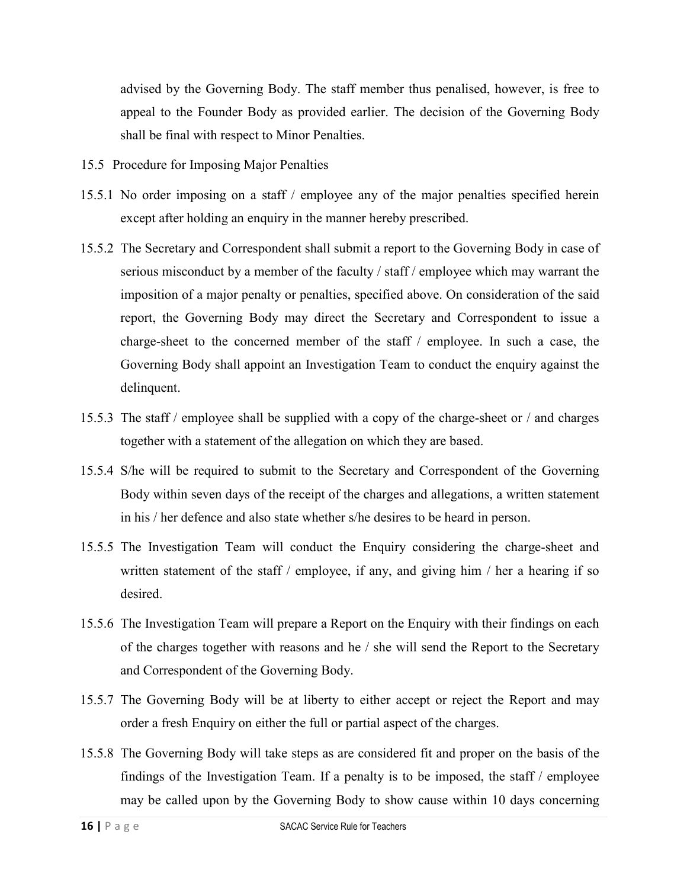advised by the Governing Body. The staff member thus penalised, however, is free to appeal to the Founder Body as provided earlier. The decision of the Governing Body shall be final with respect to Minor Penalties.

15.5 Procedure for Imposing Major Penalties

15.5.1 No order imposing on a staff / employee any of the major penalties specified herein except after holding an enquiry in the manner hereby prescribed.

15.5.2 The Secretary and Correspondent shall submit a report to the Governing Body in case of serious misconduct by a member of the faculty / staff / employee which may warrant the imposition of a major penalty or penalties, specified above. On consideration of the said report, the Governing Body may direct the Secretary and Correspondent to issue a charge-sheet to the concerned member of the staff / employee. In such a case, the Governing Body shall appoint an Investigation Team to conduct the enquiry against the delinquent.

15.5.3 The staff / employee shall be supplied with a copy of the charge-sheet or / and charges together with a statement of the allegation on which they are based.

15.5.4 S/he will be required to submit to the Secretary and Correspondent of the Governing Body within seven days of the receipt of the charges and allegations, a written statement in his / her defence and also state whether s/he desires to be heard in person.

15.5.5 The Investigation Team will conduct the Enquiry considering the charge-sheet and written statement of the staff / employee, if any, and giving him / her a hearing if so desired.

15.5.6 The Investigation Team will prepare a Report on the Enquiry with their findings on each of the charges together with reasons and he / she will send the Report to the Secretary and Correspondent of the Governing Body.

15.5.7 The Governing Body will be at liberty to either accept or reject the Report and may order a fresh Enquiry on either the full or partial aspect of the charges.

15.5.8 The Governing Body will take steps as are considered fit and proper on the basis of the findings of the Investigation Team. If a penalty is to be imposed, the staff / employee may be called upon by the Governing Body to show cause within 10 days concerning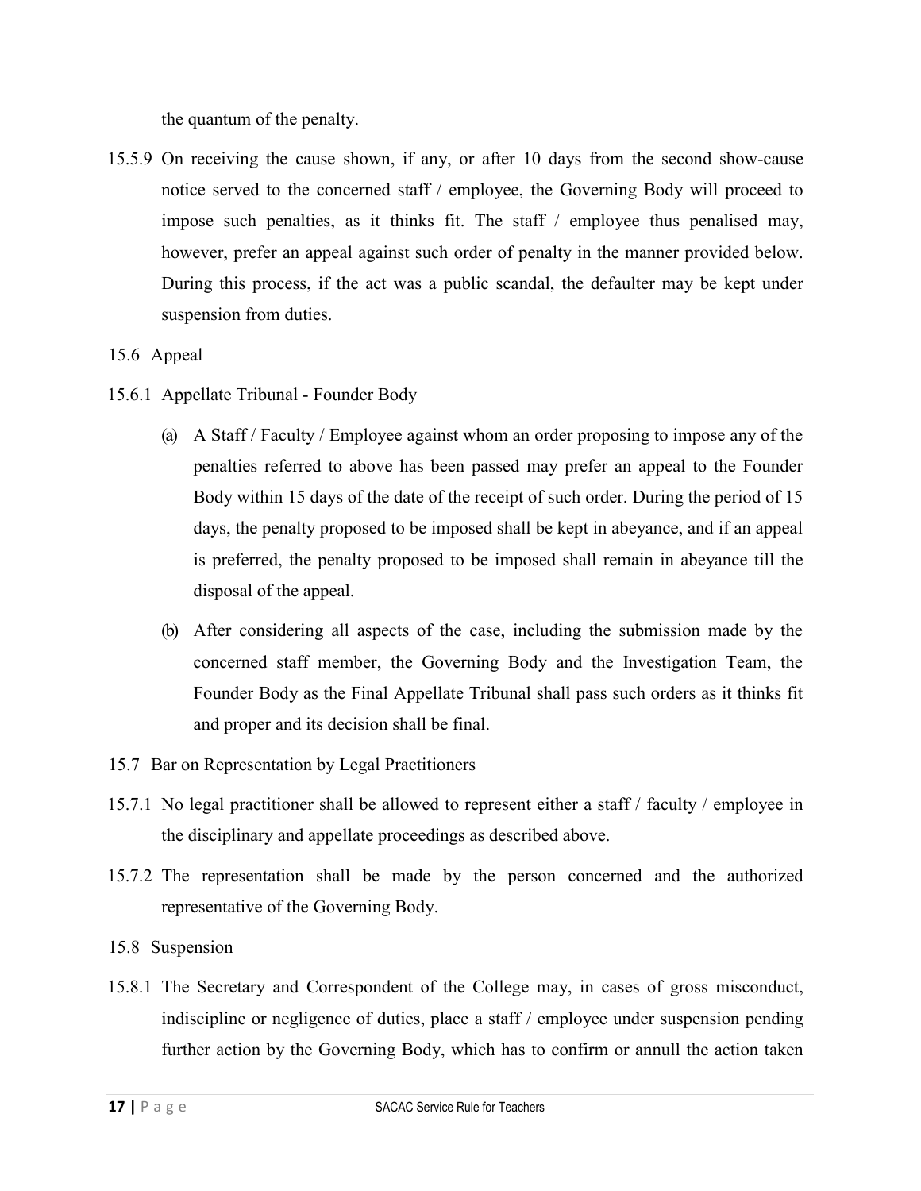the quantum of the penalty.

15.5.9 On receiving the cause shown, if any, or after 10 days from the second show-cause notice served to the concerned staff / employee, the Governing Body will proceed to impose such penalties, as it thinks fit. The staff / employee thus penalised may, however, prefer an appeal against such order of penalty in the manner provided below. During this process, if the act was a public scandal, the defaulter may be kept under suspension from duties.

15.6 Appeal

15.6.1 Appellate Tribunal - Founder Body

(a) A Staff / Faculty / Employee against whom an order proposing to impose any of the penalties referred to above has been passed may prefer an appeal to the Founder Body within 15 days of the date of the receipt of such order. During the period of 15 days, the penalty proposed to be imposed shall be kept in abeyance, and if an appeal is preferred, the penalty proposed to be imposed shall remain in abeyance till the disposal of the appeal.

(b) After considering all aspects of the case, including the submission made by the concerned staff member, the Governing Body and the Investigation Team, the Founder Body as the Final Appellate Tribunal shall pass such orders as it thinks fit and proper and its decision shall be final.

15.7 Bar on Representation by Legal Practitioners

15.7.1 No legal practitioner shall be allowed to represent either a staff / faculty / employee in the disciplinary and appellate proceedings as described above.

15.7.2 The representation shall be made by the person concerned and the authorized representative of the Governing Body.

15.8 Suspension

15.8.1 The Secretary and Correspondent of the College may, in cases of gross misconduct, indiscipline or negligence of duties, place a staff / employee under suspension pending further action by the Governing Body, which has to confirm or annull the action taken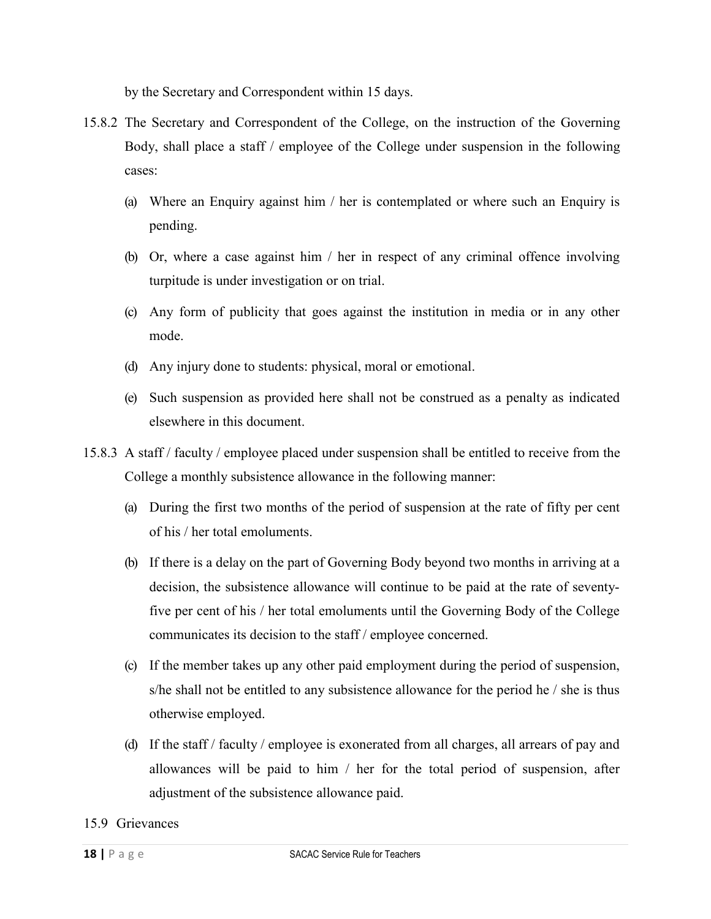by the Secretary and Correspondent within 15 days.

15.8.2 The Secretary and Correspondent of the College, on the instruction of the Governing Body, shall place a staff / employee of the College under suspension in the following cases:

(a) Where an Enquiry against him / her is contemplated or where such an Enquiry is pending.

(b) Or, where a case against him / her in respect of any criminal offence involving turpitude is under investigation or on trial.

(c) Any form of publicity that goes against the institution in media or in any other mode.

(d) Any injury done to students: physical, moral or emotional.

(e) Such suspension as provided here shall not be construed as a penalty as indicated elsewhere in this document.

15.8.3 A staff / faculty / employee placed under suspension shall be entitled to receive from the College a monthly subsistence allowance in the following manner:

(a) During the first two months of the period of suspension at the rate of fifty per cent of his / her total emoluments.

(b) If there is a delay on the part of Governing Body beyond two months in arriving at a decision, the subsistence allowance will continue to be paid at the rate of seventy-five per cent of his / her total emoluments until the Governing Body of the College communicates its decision to the staff / employee concerned.

(c) If the member takes up any other paid employment during the period of suspension, s/he shall not be entitled to any subsistence allowance for the period he / she is thus otherwise employed.

(d) If the staff / faculty / employee is exonerated from all charges, all arrears of pay and allowances will be paid to him / her for the total period of suspension, after adjustment of the subsistence allowance paid.

15.9 Grievances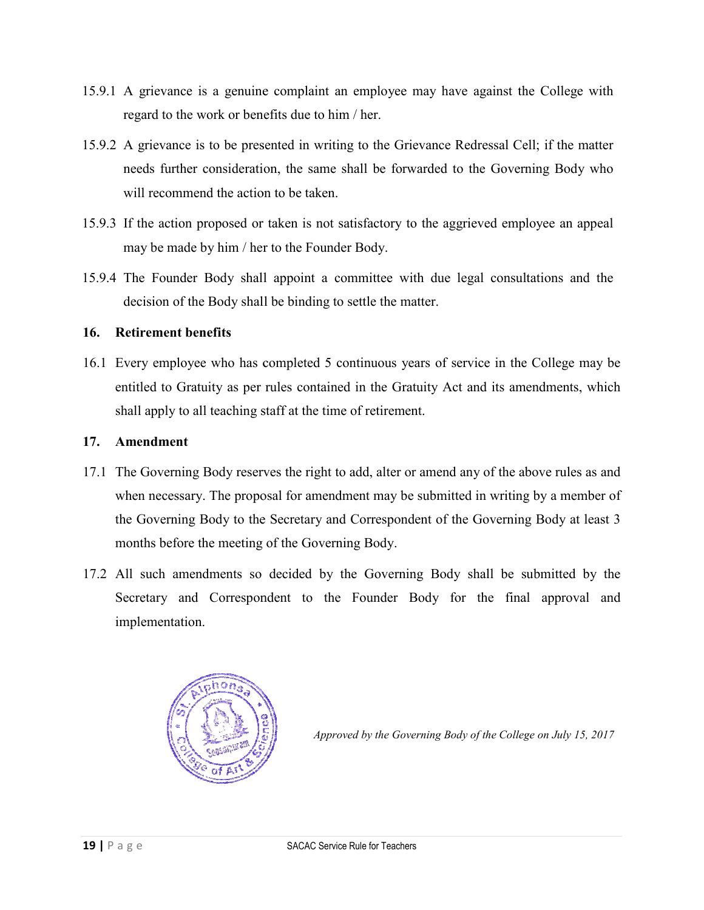15.9.1 A grievance is a genuine complaint an employee may have against the College with regard to the work or benefits due to him / her.

15.9.2 A grievance is to be presented in writing to the Grievance Redressal Cell; if the matter needs further consideration, the same shall be forwarded to the Governing Body who will recommend the action to be taken.

15.9.3 If the action proposed or taken is not satisfactory to the aggrieved employee an appeal may be made by him / her to the Founder Body.

15.9.4 The Founder Body shall appoint a committee with due legal consultations and the decision of the Body shall be binding to settle the matter.

## 16. Retirement benefits

16.1 Every employee who has completed 5 continuous years of service in the College may be entitled to Gratuity as per rules contained in the Gratuity Act and its amendments, which shall apply to all teaching staff at the time of retirement.

## 17. Amendment

17.1 The Governing Body reserves the right to add, alter or amend any of the above rules as and when necessary. The proposal for amendment may be submitted in writing by a member of the Governing Body to the Secretary and Correspondent of the Governing Body at least 3 months before the meeting of the Governing Body.

17.2 All such amendments so decided by the Governing Body shall be submitted by the Secretary and Correspondent to the Founder Body for the final approval and implementation.

*Approved by the Governing Body of the College on July 15, 2017*